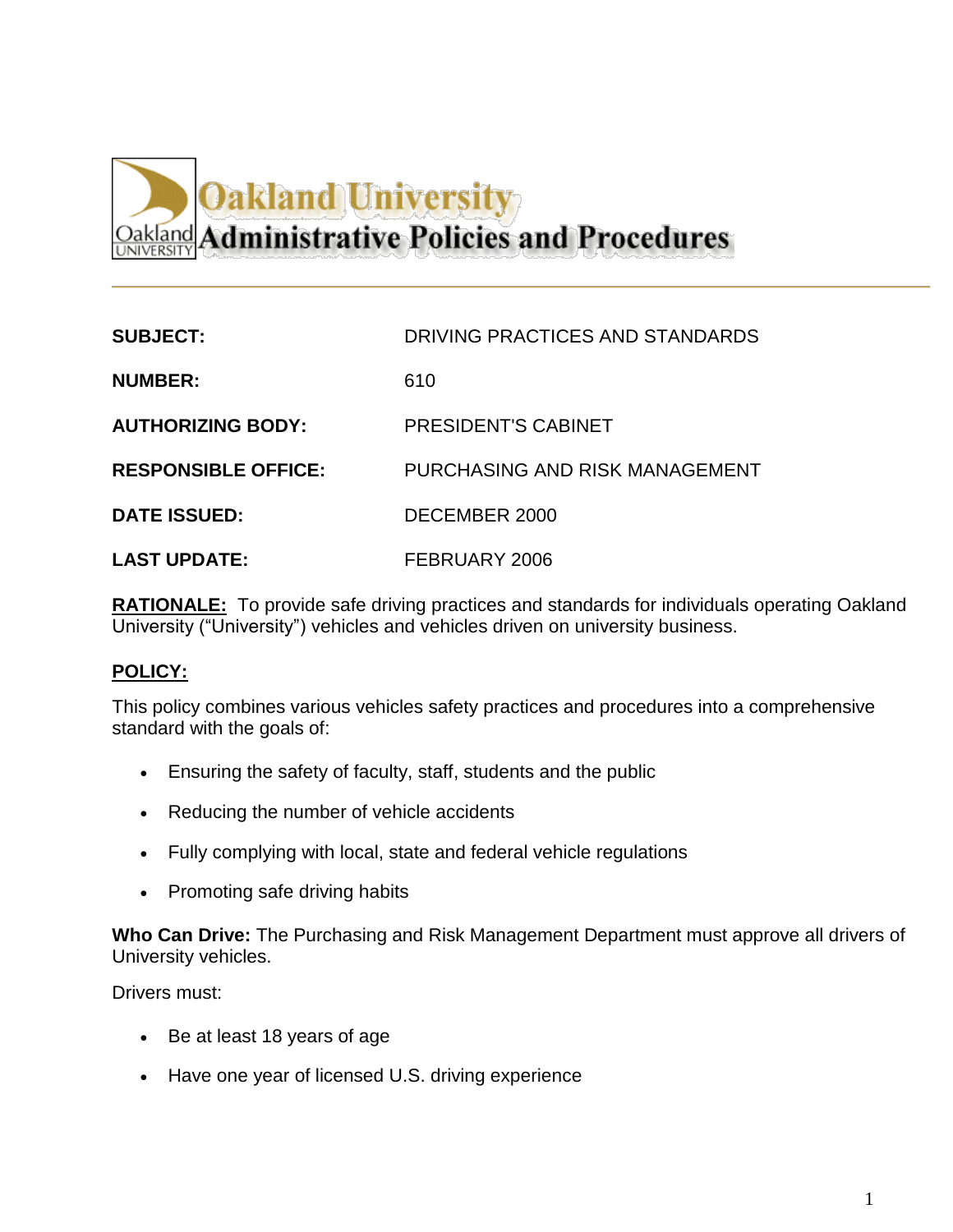# Oakland University Administrative Policies and Procedures

| | |
|---|---|
| **SUBJECT:** | DRIVING PRACTICES AND STANDARDS |
| **NUMBER:** | 610 |
| **AUTHORIZING BODY:** | PRESIDENT'S CABINET |
| **RESPONSIBLE OFFICE:** | PURCHASING AND RISK MANAGEMENT |
| **DATE ISSUED:** | DECEMBER 2000 |
| **LAST UPDATE:** | FEBRUARY 2006 |

**RATIONALE:** To provide safe driving practices and standards for individuals operating Oakland University ("University") vehicles and vehicles driven on university business.

**POLICY:**

This policy combines various vehicles safety practices and procedures into a comprehensive standard with the goals of:

- Ensuring the safety of faculty, staff, students and the public
- Reducing the number of vehicle accidents
- Fully complying with local, state and federal vehicle regulations
- Promoting safe driving habits

**Who Can Drive:** The Purchasing and Risk Management Department must approve all drivers of University vehicles.

Drivers must:

- Be at least 18 years of age
- Have one year of licensed U.S. driving experience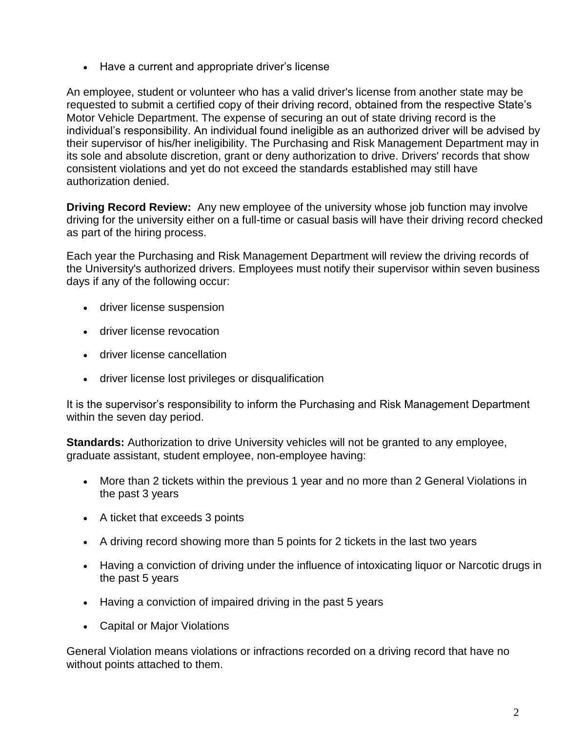- Have a current and appropriate driver's license

An employee, student or volunteer who has a valid driver's license from another state may be requested to submit a certified copy of their driving record, obtained from the respective State's Motor Vehicle Department. The expense of securing an out of state driving record is the individual's responsibility. An individual found ineligible as an authorized driver will be advised by their supervisor of his/her ineligibility. The Purchasing and Risk Management Department may in its sole and absolute discretion, grant or deny authorization to drive. Drivers' records that show consistent violations and yet do not exceed the standards established may still have authorization denied.

**Driving Record Review:** Any new employee of the university whose job function may involve driving for the university either on a full-time or casual basis will have their driving record checked as part of the hiring process.

Each year the Purchasing and Risk Management Department will review the driving records of the University's authorized drivers. Employees must notify their supervisor within seven business days if any of the following occur:

- driver license suspension
- driver license revocation
- driver license cancellation
- driver license lost privileges or disqualification

It is the supervisor's responsibility to inform the Purchasing and Risk Management Department within the seven day period.

**Standards:** Authorization to drive University vehicles will not be granted to any employee, graduate assistant, student employee, non-employee having:

- More than 2 tickets within the previous 1 year and no more than 2 General Violations in the past 3 years
- A ticket that exceeds 3 points
- A driving record showing more than 5 points for 2 tickets in the last two years
- Having a conviction of driving under the influence of intoxicating liquor or Narcotic drugs in the past 5 years
- Having a conviction of impaired driving in the past 5 years
- Capital or Major Violations

General Violation means violations or infractions recorded on a driving record that have no without points attached to them.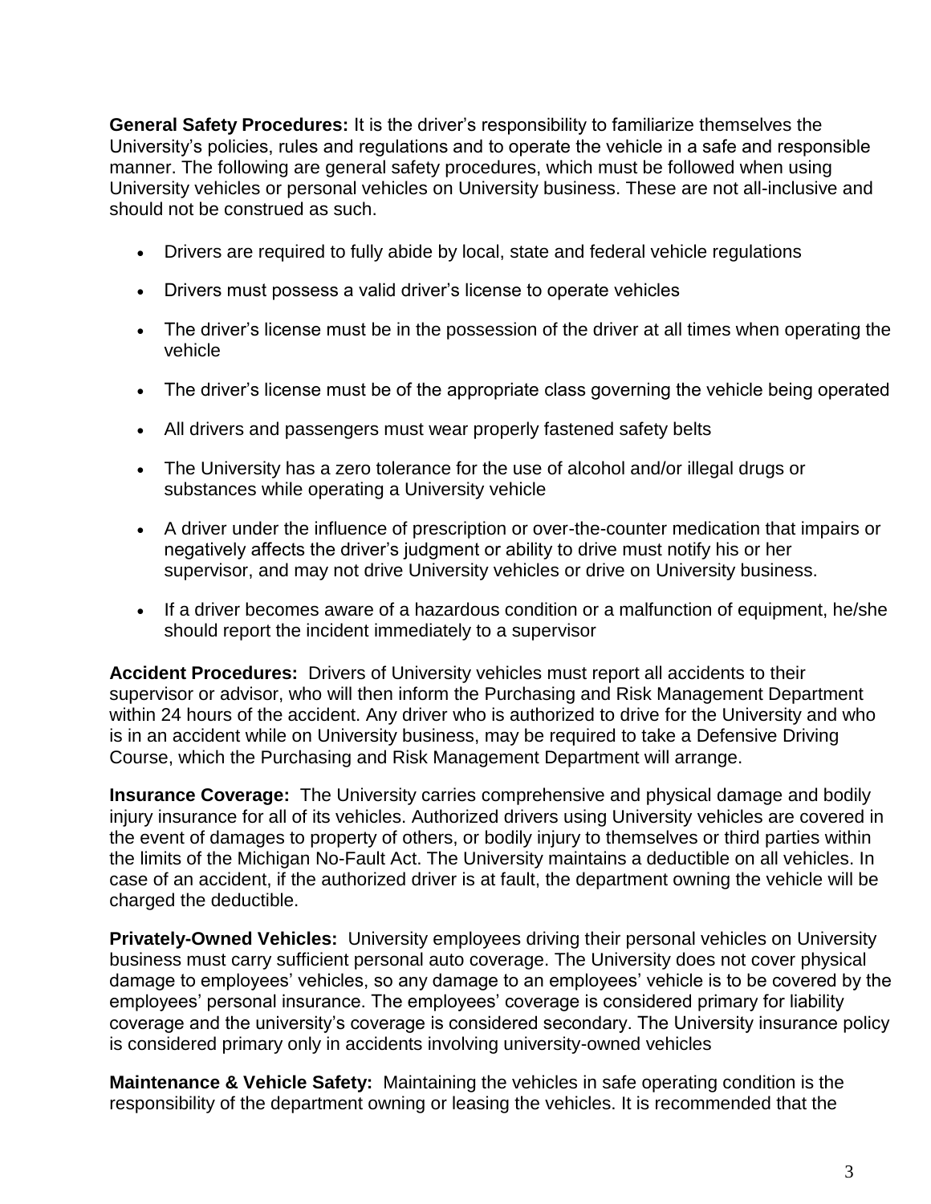**General Safety Procedures:** It is the driver's responsibility to familiarize themselves the University's policies, rules and regulations and to operate the vehicle in a safe and responsible manner. The following are general safety procedures, which must be followed when using University vehicles or personal vehicles on University business. These are not all-inclusive and should not be construed as such.

- Drivers are required to fully abide by local, state and federal vehicle regulations
- Drivers must possess a valid driver's license to operate vehicles
- The driver's license must be in the possession of the driver at all times when operating the vehicle
- The driver's license must be of the appropriate class governing the vehicle being operated
- All drivers and passengers must wear properly fastened safety belts
- The University has a zero tolerance for the use of alcohol and/or illegal drugs or substances while operating a University vehicle
- A driver under the influence of prescription or over-the-counter medication that impairs or negatively affects the driver's judgment or ability to drive must notify his or her supervisor, and may not drive University vehicles or drive on University business.
- If a driver becomes aware of a hazardous condition or a malfunction of equipment, he/she should report the incident immediately to a supervisor

**Accident Procedures:** Drivers of University vehicles must report all accidents to their supervisor or advisor, who will then inform the Purchasing and Risk Management Department within 24 hours of the accident. Any driver who is authorized to drive for the University and who is in an accident while on University business, may be required to take a Defensive Driving Course, which the Purchasing and Risk Management Department will arrange.

**Insurance Coverage:** The University carries comprehensive and physical damage and bodily injury insurance for all of its vehicles. Authorized drivers using University vehicles are covered in the event of damages to property of others, or bodily injury to themselves or third parties within the limits of the Michigan No-Fault Act. The University maintains a deductible on all vehicles. In case of an accident, if the authorized driver is at fault, the department owning the vehicle will be charged the deductible.

**Privately-Owned Vehicles:** University employees driving their personal vehicles on University business must carry sufficient personal auto coverage. The University does not cover physical damage to employees' vehicles, so any damage to an employees' vehicle is to be covered by the employees' personal insurance. The employees' coverage is considered primary for liability coverage and the university's coverage is considered secondary. The University insurance policy is considered primary only in accidents involving university-owned vehicles

**Maintenance & Vehicle Safety:** Maintaining the vehicles in safe operating condition is the responsibility of the department owning or leasing the vehicles. It is recommended that the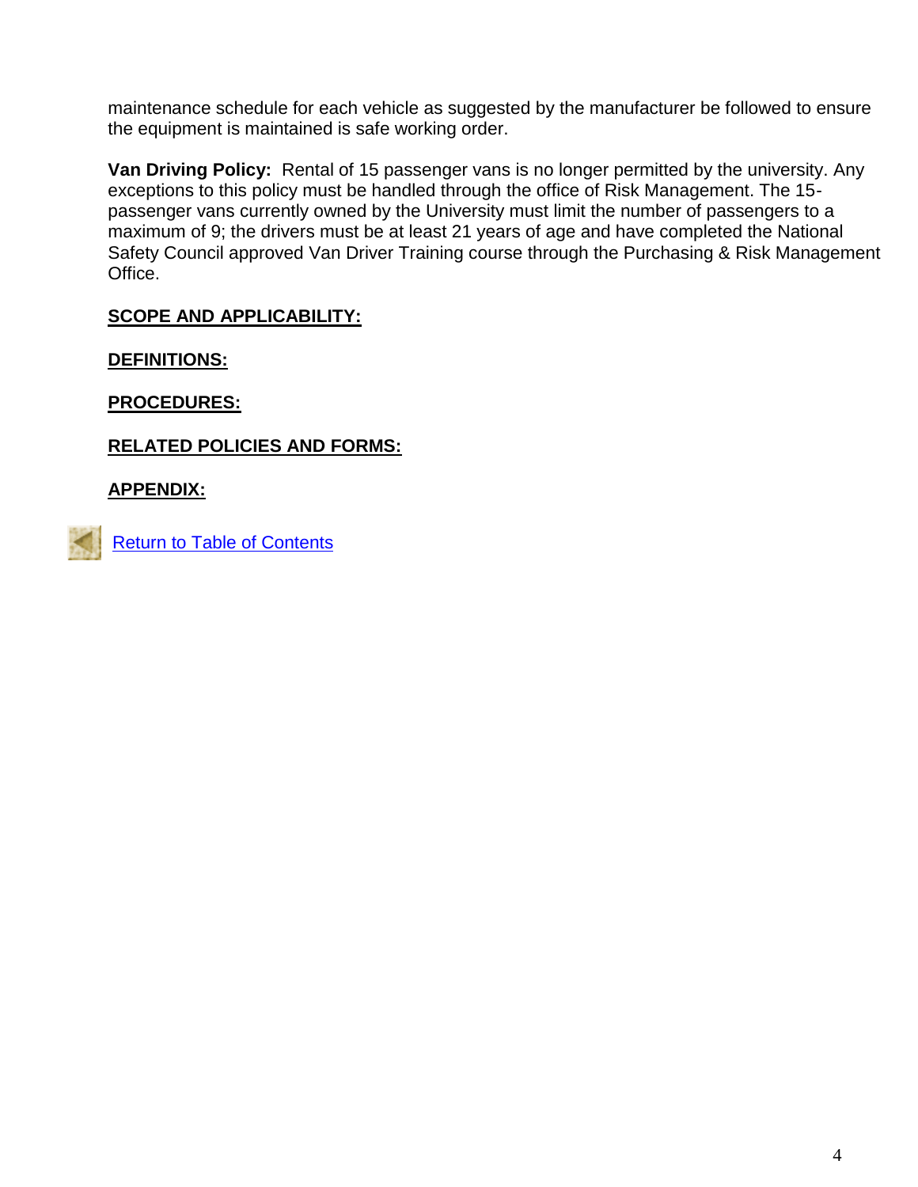maintenance schedule for each vehicle as suggested by the manufacturer be followed to ensure the equipment is maintained is safe working order.

**Van Driving Policy:** Rental of 15 passenger vans is no longer permitted by the university. Any exceptions to this policy must be handled through the office of Risk Management. The 15-passenger vans currently owned by the University must limit the number of passengers to a maximum of 9; the drivers must be at least 21 years of age and have completed the National Safety Council approved Van Driver Training course through the Purchasing & Risk Management Office.

**SCOPE AND APPLICABILITY:**

**DEFINITIONS:**

**PROCEDURES:**

**RELATED POLICIES AND FORMS:**

**APPENDIX:**

Return to Table of Contents